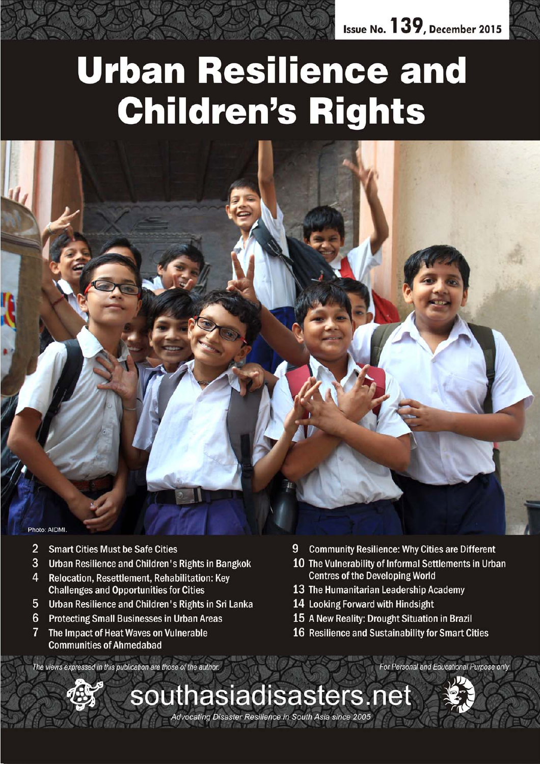Issue No. 139, December 2015

# Urban Resilience and Children's Rights

Photo: AIDMI.

- 2 Smart Cities Must be Safe Cities
- 3 Urban Resilience and Children's Rights in Bangkok
- 4 Relocation, Resettlement, Rehabilitation: Key Challenges and Opportunities for Cities
- 5 Urban Resilience and Children's Rights in Sri Lanka
- 6 Protecting Small Businesses in Urban Areas
- 7 The Impact of Heat Waves on Vulnerable Communities of Ahmedabad
- 9 Community Resilience: Why Cities are Different
- 10 The Vulnerability of Informal Settlements in Urban Centres of the Developing World
- 13 The Humanitarian Leadership Academy
- 14 Looking Forward with Hindsight
- 15 A New Reality: Drought Situation in Brazil
- 16 Resilience and Sustainability for Smart Cities

*The views expressed in this publication are those of the author.*

*For Personal and Educational Purpose only*

southasiadisasters.net

*Advocating Disaster Resilience in South Asia since 2005*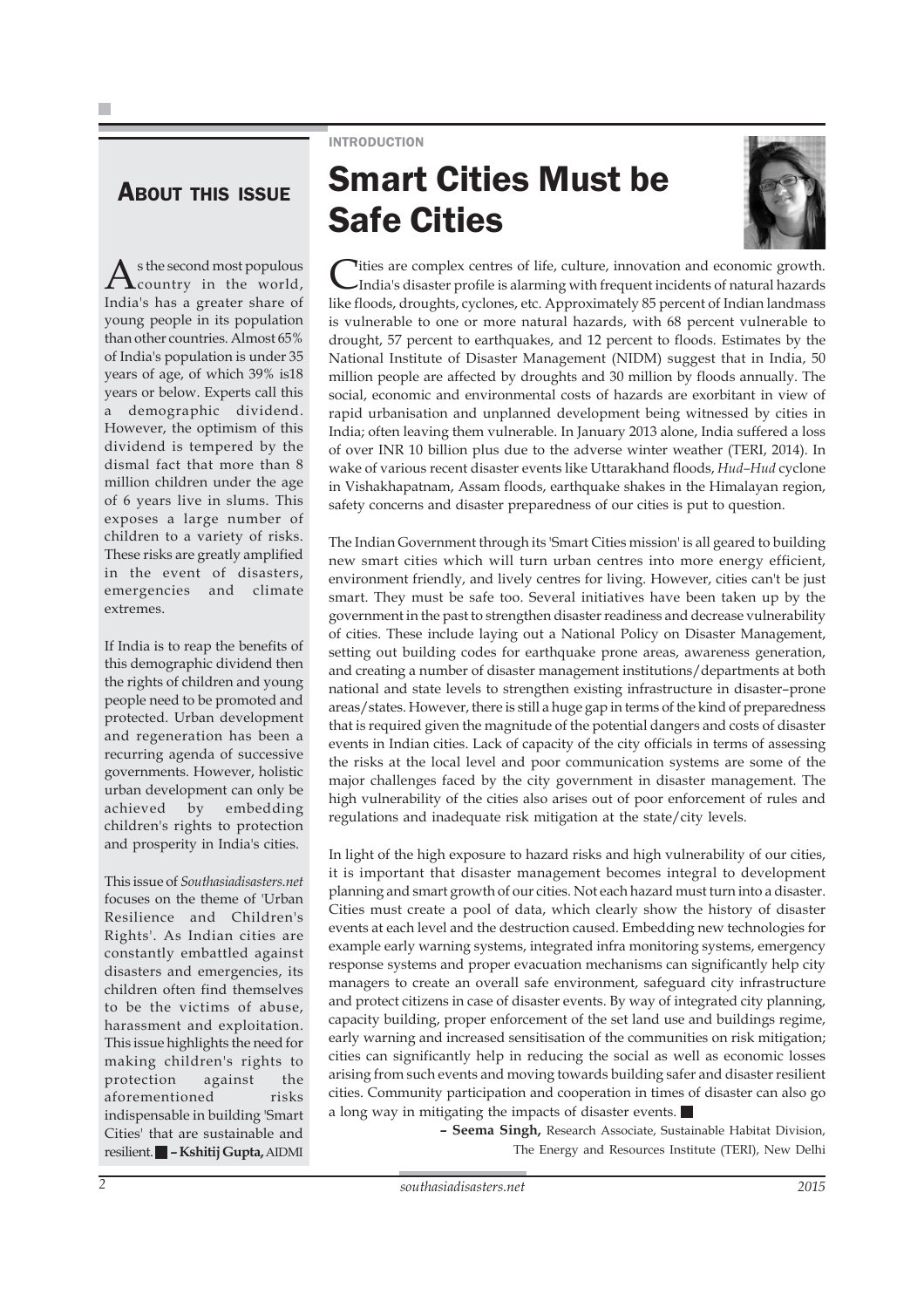## About this issue

As the second most populous country in the world, India's has a greater share of young people in its population than other countries. Almost 65% of India's population is under 35 years of age, of which 39% is18 years or below. Experts call this a demographic dividend. However, the optimism of this dividend is tempered by the dismal fact that more than 8 million children under the age of 6 years live in slums. This exposes a large number of children to a variety of risks. These risks are greatly amplified in the event of disasters, emergencies and climate extremes.

If India is to reap the benefits of this demographic dividend then the rights of children and young people need to be promoted and protected. Urban development and regeneration has been a recurring agenda of successive governments. However, holistic urban development can only be achieved by embedding children's rights to protection and prosperity in India's cities.

This issue of *Southasiadisasters.net* focuses on the theme of 'Urban Resilience and Children's Rights'. As Indian cities are constantly embattled against disasters and emergencies, its children often find themselves to be the victims of abuse, harassment and exploitation. This issue highlights the need for making children's rights to protection against the aforementioned risks indispensable in building 'Smart Cities' that are sustainable and resilient. ■ **– Kshitij Gupta,** AIDMI

INTRODUCTION

# Smart Cities Must be Safe Cities

Cities are complex centres of life, culture, innovation and economic growth. India's disaster profile is alarming with frequent incidents of natural hazards like floods, droughts, cyclones, etc. Approximately 85 percent of Indian landmass is vulnerable to one or more natural hazards, with 68 percent vulnerable to drought, 57 percent to earthquakes, and 12 percent to floods. Estimates by the National Institute of Disaster Management (NIDM) suggest that in India, 50 million people are affected by droughts and 30 million by floods annually. The social, economic and environmental costs of hazards are exorbitant in view of rapid urbanisation and unplanned development being witnessed by cities in India; often leaving them vulnerable. In January 2013 alone, India suffered a loss of over INR 10 billion plus due to the adverse winter weather (TERI, 2014). In wake of various recent disaster events like Uttarakhand floods, *Hud–Hud* cyclone in Vishakhapatnam, Assam floods, earthquake shakes in the Himalayan region, safety concerns and disaster preparedness of our cities is put to question.

The Indian Government through its 'Smart Cities mission' is all geared to building new smart cities which will turn urban centres into more energy efficient, environment friendly, and lively centres for living. However, cities can't be just smart. They must be safe too. Several initiatives have been taken up by the government in the past to strengthen disaster readiness and decrease vulnerability of cities. These include laying out a National Policy on Disaster Management, setting out building codes for earthquake prone areas, awareness generation, and creating a number of disaster management institutions/departments at both national and state levels to strengthen existing infrastructure in disaster–prone areas/states. However, there is still a huge gap in terms of the kind of preparedness that is required given the magnitude of the potential dangers and costs of disaster events in Indian cities. Lack of capacity of the city officials in terms of assessing the risks at the local level and poor communication systems are some of the major challenges faced by the city government in disaster management. The high vulnerability of the cities also arises out of poor enforcement of rules and regulations and inadequate risk mitigation at the state/city levels.

In light of the high exposure to hazard risks and high vulnerability of our cities, it is important that disaster management becomes integral to development planning and smart growth of our cities. Not each hazard must turn into a disaster. Cities must create a pool of data, which clearly show the history of disaster events at each level and the destruction caused. Embedding new technologies for example early warning systems, integrated infra monitoring systems, emergency response systems and proper evacuation mechanisms can significantly help city managers to create an overall safe environment, safeguard city infrastructure and protect citizens in case of disaster events. By way of integrated city planning, capacity building, proper enforcement of the set land use and buildings regime, early warning and increased sensitisation of the communities on risk mitigation; cities can significantly help in reducing the social as well as economic losses arising from such events and moving towards building safer and disaster resilient cities. Community participation and cooperation in times of disaster can also go a long way in mitigating the impacts of disaster events. ■

**– Seema Singh,** Research Associate, Sustainable Habitat Division, The Energy and Resources Institute (TERI), New Delhi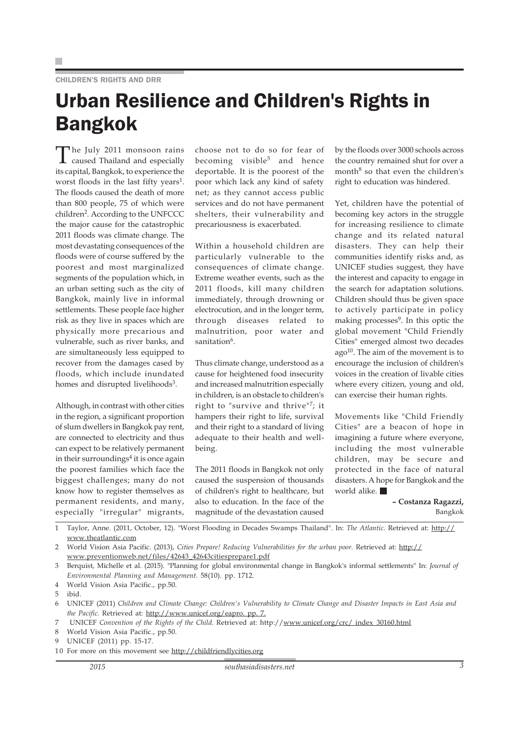CHILDREN'S RIGHTS AND DRR

# Urban Resilience and Children's Rights in Bangkok

The July 2011 monsoon rains caused Thailand and especially its capital, Bangkok, to experience the worst floods in the last fifty years[1]. The floods caused the death of more than 800 people, 75 of which were children[2]. According to the UNFCCC the major cause for the catastrophic 2011 floods was climate change. The most devastating consequences of the floods were of course suffered by the poorest and most marginalized segments of the population which, in an urban setting such as the city of Bangkok, mainly live in informal settlements. These people face higher risk as they live in spaces which are physically more precarious and vulnerable, such as river banks, and are simultaneously less equipped to recover from the damages cased by floods, which include inundated homes and disrupted livelihoods[3].

Although, in contrast with other cities in the region, a significant proportion of slum dwellers in Bangkok pay rent, are connected to electricity and thus can expect to be relatively permanent in their surroundings[4] it is once again the poorest families which face the biggest challenges; many do not know how to register themselves as permanent residents, and many, especially "irregular" migrants, choose not to do so for fear of becoming visible[5] and hence deportable. It is the poorest of the poor which lack any kind of safety net; as they cannot access public services and do not have permanent shelters, their vulnerability and precariousness is exacerbated.

Within a household children are particularly vulnerable to the consequences of climate change. Extreme weather events, such as the 2011 floods, kill many children immediately, through drowning or electrocution, and in the longer term, through diseases related to malnutrition, poor water and sanitation[6].

Thus climate change, understood as a cause for heightened food insecurity and increased malnutrition especially in children, is an obstacle to children's right to "survive and thrive"[7]; it hampers their right to life, survival and their right to a standard of living adequate to their health and well-being.

The 2011 floods in Bangkok not only caused the suspension of thousands of children's right to healthcare, but also to education. In the face of the magnitude of the devastation caused by the floods over 3000 schools across the country remained shut for over a month[8] so that even the children's right to education was hindered.

Yet, children have the potential of becoming key actors in the struggle for increasing resilience to climate change and its related natural disasters. They can help their communities identify risks and, as UNICEF studies suggest, they have the interest and capacity to engage in the search for adaptation solutions. Children should thus be given space to actively participate in policy making processes[9]. In this optic the global movement "Child Friendly Cities" emerged almost two decades ago[10]. The aim of the movement is to encourage the inclusion of children's voices in the creation of livable cities where every citizen, young and old, can exercise their human rights.

Movements like "Child Friendly Cities" are a beacon of hope in imagining a future where everyone, including the most vulnerable children, may be secure and protected in the face of natural disasters. A hope for Bangkok and the world alike. ■

**– Costanza Ragazzi,**
Bangkok

1 Taylor, Anne. (2011, October, 12). "Worst Flooding in Decades Swamps Thailand". In: *The Atlantic*. Retrieved at: http://www.theatlantic.com

2 World Vision Asia Pacific. (2013), *Cities Prepare! Reducing Vulnerabilities for the urban poor.* Retrieved at: http://www.preventionweb.net/files/42643_42643citiesprepare1.pdf

3 Berquist, Michelle et al. (2015). "Planning for global environmental change in Bangkok's informal settlements" In: *Journal of Environmental Planning and Management.* 58(10). pp. 1712.

4 World Vision Asia Pacific., pp.50.

5 ibid.

6 UNICEF (2011) *Children and Climate Change: Children's Vulnerability to Climate Change and Disaster Impacts in East Asia and the Pacific.* Retrieved at: http://www.unicef.org/eapro. pp. 7.

7 UNICEF *Convention of the Rights of the Child.* Retrieved at: http://www.unicef.org/crc/ index_30160.html

8 World Vision Asia Pacific., pp.50.

9 UNICEF (2011) pp. 15-17.

10 For more on this movement see http://childfriendlycities.org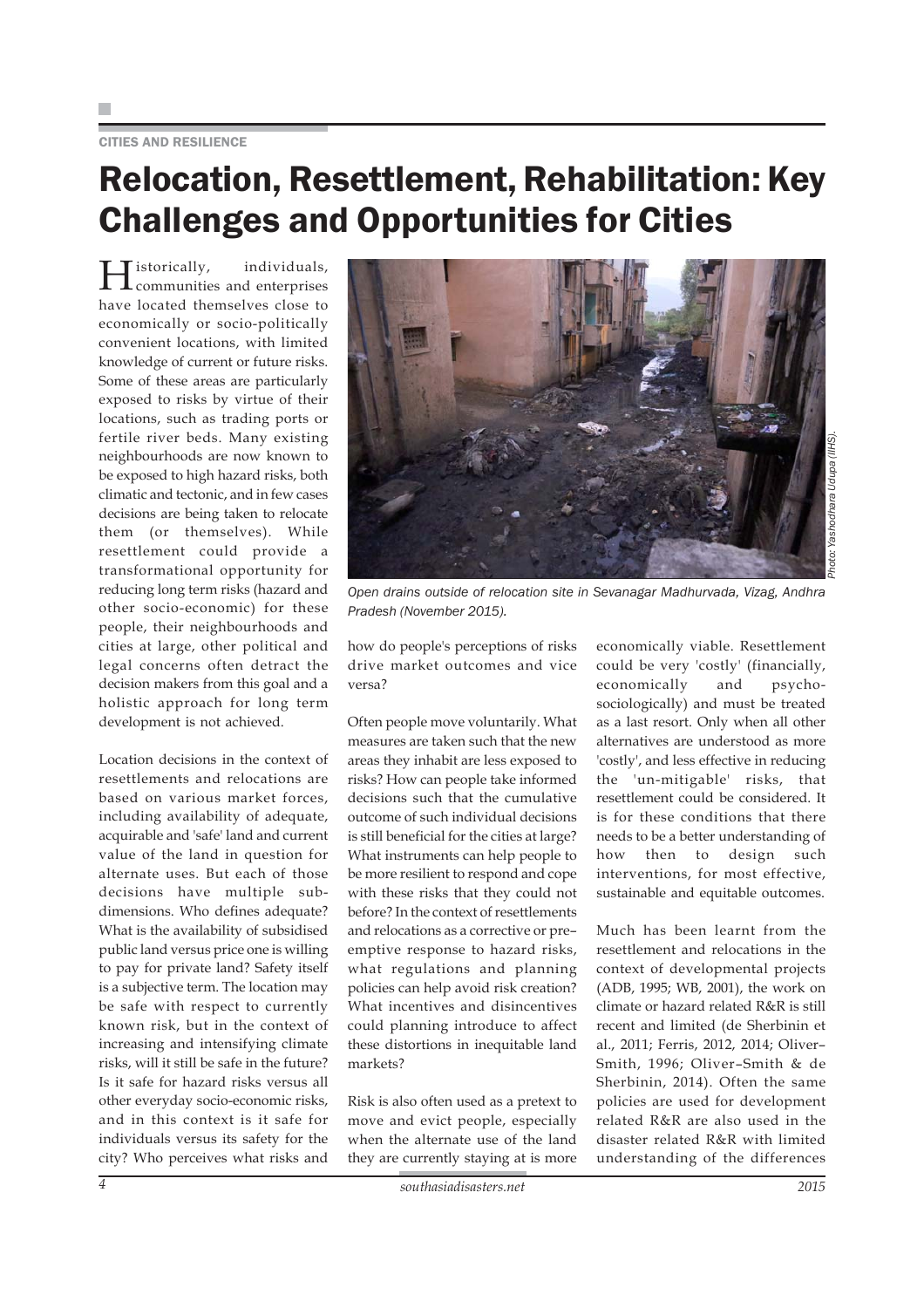CITIES AND RESILIENCE

# Relocation, Resettlement, Rehabilitation: Key Challenges and Opportunities for Cities

Historically, individuals, communities and enterprises have located themselves close to economically or socio-politically convenient locations, with limited knowledge of current or future risks. Some of these areas are particularly exposed to risks by virtue of their locations, such as trading ports or fertile river beds. Many existing neighbourhoods are now known to be exposed to high hazard risks, both climatic and tectonic, and in few cases decisions are being taken to relocate them (or themselves). While resettlement could provide a transformational opportunity for reducing long term risks (hazard and other socio-economic) for these people, their neighbourhoods and cities at large, other political and legal concerns often detract the decision makers from this goal and a holistic approach for long term development is not achieved.

Location decisions in the context of resettlements and relocations are based on various market forces, including availability of adequate, acquirable and 'safe' land and current value of the land in question for alternate uses. But each of those decisions have multiple sub-dimensions. Who defines adequate? What is the availability of subsidised public land versus price one is willing to pay for private land? Safety itself is a subjective term. The location may be safe with respect to currently known risk, but in the context of increasing and intensifying climate risks, will it still be safe in the future? Is it safe for hazard risks versus all other everyday socio-economic risks, and in this context is it safe for individuals versus its safety for the city? Who perceives what risks and how do people's perceptions of risks drive market outcomes and vice versa?

*Open drains outside of relocation site in Sevanagar Madhurvada, Vizag, Andhra Pradesh (November 2015).*

*Photo: Yashodhara Udupa (IIHS).*

Often people move voluntarily. What measures are taken such that the new areas they inhabit are less exposed to risks? How can people take informed decisions such that the cumulative outcome of such individual decisions is still beneficial for the cities at large? What instruments can help people to be more resilient to respond and cope with these risks that they could not before? In the context of resettlements and relocations as a corrective or pre–emptive response to hazard risks, what regulations and planning policies can help avoid risk creation? What incentives and disincentives could planning introduce to affect these distortions in inequitable land markets?

Risk is also often used as a pretext to move and evict people, especially when the alternate use of the land they are currently staying at is more economically viable. Resettlement could be very 'costly' (financially, economically and psycho-sociologically) and must be treated as a last resort. Only when all other alternatives are understood as more 'costly', and less effective in reducing the 'un-mitigable' risks, that resettlement could be considered. It is for these conditions that there needs to be a better understanding of how then to design such interventions, for most effective, sustainable and equitable outcomes.

Much has been learnt from the resettlement and relocations in the context of developmental projects (ADB, 1995; WB, 2001), the work on climate or hazard related R&R is still recent and limited (de Sherbinin et al., 2011; Ferris, 2012, 2014; Oliver–Smith, 1996; Oliver–Smith & de Sherbinin, 2014). Often the same policies are used for development related R&R are also used in the disaster related R&R with limited understanding of the differences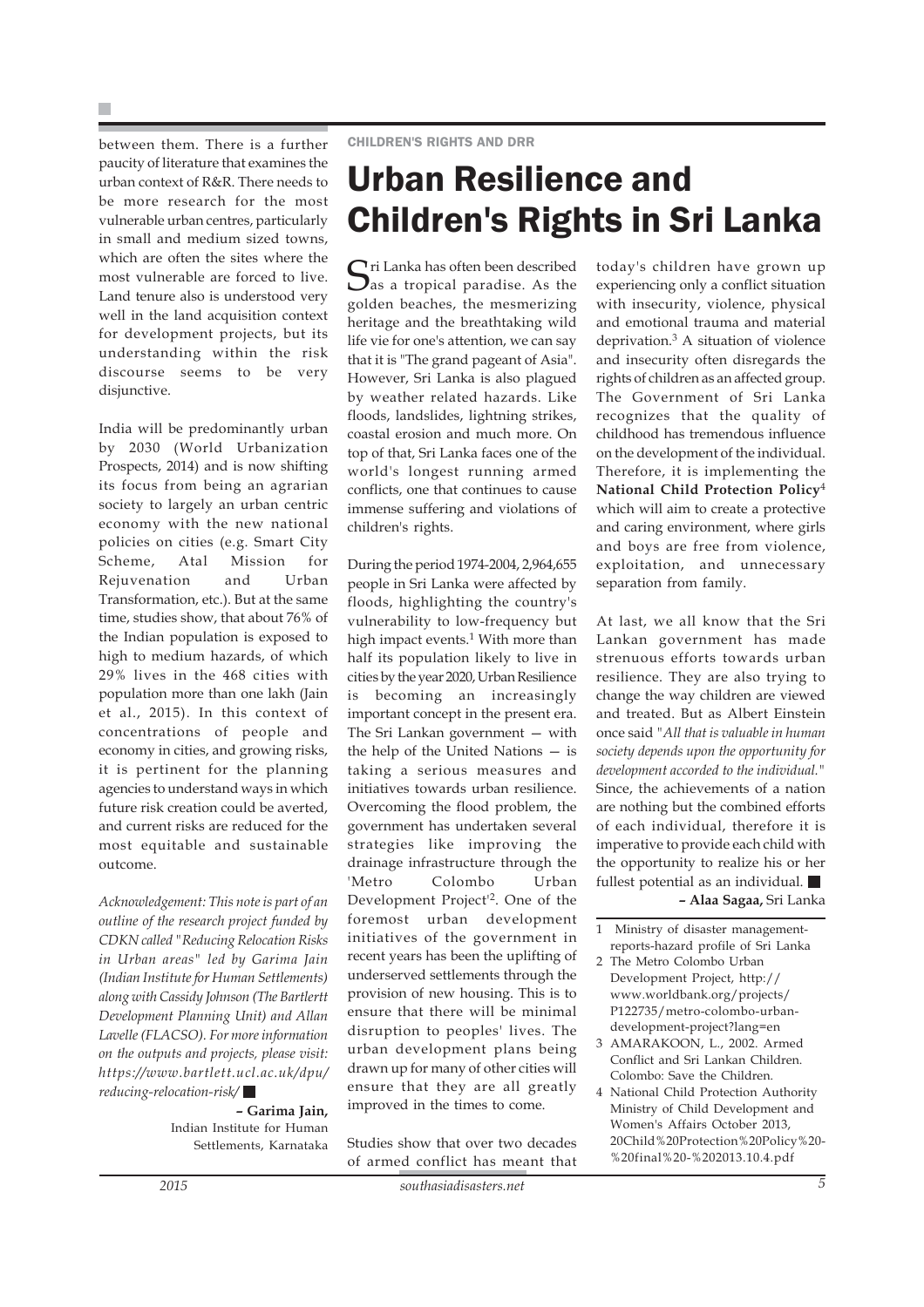between them. There is a further paucity of literature that examines the urban context of R&R. There needs to be more research for the most vulnerable urban centres, particularly in small and medium sized towns, which are often the sites where the most vulnerable are forced to live. Land tenure also is understood very well in the land acquisition context for development projects, but its understanding within the risk discourse seems to be very disjunctive.

India will be predominantly urban by 2030 (World Urbanization Prospects, 2014) and is now shifting its focus from being an agrarian society to largely an urban centric economy with the new national policies on cities (e.g. Smart City Scheme, Atal Mission for Rejuvenation and Urban Transformation, etc.). But at the same time, studies show, that about 76% of the Indian population is exposed to high to medium hazards, of which 29% lives in the 468 cities with population more than one lakh (Jain et al., 2015). In this context of concentrations of people and economy in cities, and growing risks, it is pertinent for the planning agencies to understand ways in which future risk creation could be averted, and current risks are reduced for the most equitable and sustainable outcome.

*Acknowledgement: This note is part of an outline of the research project funded by CDKN called "Reducing Relocation Risks in Urban areas" led by Garima Jain (Indian Institute for Human Settlements) along with Cassidy Johnson (The Bartlertt Development Planning Unit) and Allan Lavelle (FLACSO). For more information on the outputs and projects, please visit: https://www.bartlett.ucl.ac.uk/dpu/reducing-relocation-risk/* ■

**– Garima Jain,**
Indian Institute for Human Settlements, Karnataka

CHILDREN'S RIGHTS AND DRR

# Urban Resilience and Children's Rights in Sri Lanka

Sri Lanka has often been described as a tropical paradise. As the golden beaches, the mesmerizing heritage and the breathtaking wild life vie for one's attention, we can say that it is "The grand pageant of Asia". However, Sri Lanka is also plagued by weather related hazards. Like floods, landslides, lightning strikes, coastal erosion and much more. On top of that, Sri Lanka faces one of the world's longest running armed conflicts, one that continues to cause immense suffering and violations of children's rights.

During the period 1974-2004, 2,964,655 people in Sri Lanka were affected by floods, highlighting the country's vulnerability to low-frequency but high impact events.[1] With more than half its population likely to live in cities by the year 2020, Urban Resilience is becoming an increasingly important concept in the present era. The Sri Lankan government — with the help of the United Nations — is taking a serious measures and initiatives towards urban resilience. Overcoming the flood problem, the government has undertaken several strategies like improving the drainage infrastructure through the 'Metro Colombo Urban Development Project'[2]. One of the foremost urban development initiatives of the government in recent years has been the uplifting of underserved settlements through the provision of new housing. This is to ensure that there will be minimal disruption to peoples' lives. The urban development plans being drawn up for many of other cities will ensure that they are all greatly improved in the times to come.

Studies show that over two decades of armed conflict has meant that today's children have grown up experiencing only a conflict situation with insecurity, violence, physical and emotional trauma and material deprivation.[3] A situation of violence and insecurity often disregards the rights of children as an affected group. The Government of Sri Lanka recognizes that the quality of childhood has tremendous influence on the development of the individual. Therefore, it is implementing the **National Child Protection Policy**[4] which will aim to create a protective and caring environment, where girls and boys are free from violence, exploitation, and unnecessary separation from family.

At last, we all know that the Sri Lankan government has made strenuous efforts towards urban resilience. They are also trying to change the way children are viewed and treated. But as Albert Einstein once said "*All that is valuable in human society depends upon the opportunity for development accorded to the individual.*" Since, the achievements of a nation are nothing but the combined efforts of each individual, therefore it is imperative to provide each child with the opportunity to realize his or her fullest potential as an individual. ■

**– Alaa Sagaa,** Sri Lanka

1 Ministry of disaster management-reports-hazard profile of Sri Lanka
2 The Metro Colombo Urban Development Project, http://www.worldbank.org/projects/P122735/metro-colombo-urban-development-project?lang=en
3 AMARAKOON, L., 2002. Armed Conflict and Sri Lankan Children. Colombo: Save the Children.
4 National Child Protection Authority Ministry of Child Development and Women's Affairs October 2013, 20Child%20Protection%20Policy%20-%20final%20-%202013.10.4.pdf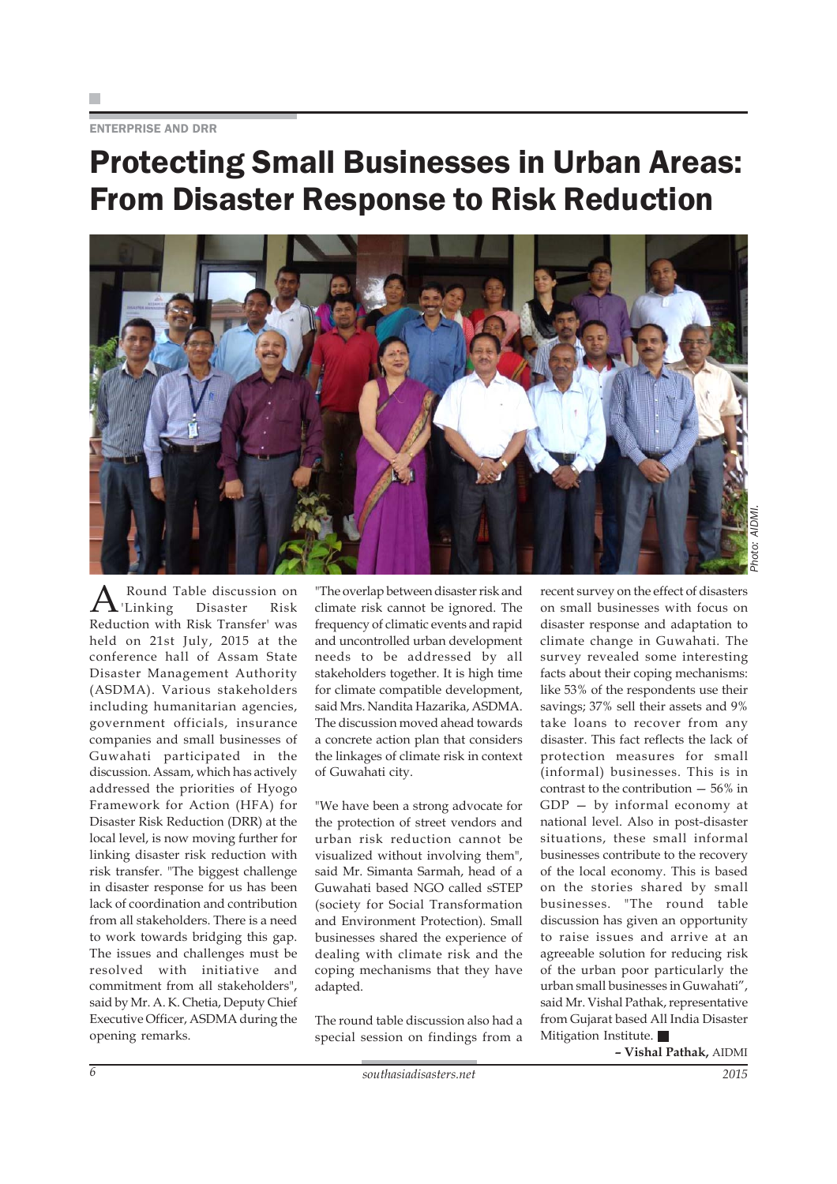ENTERPRISE AND DRR

# Protecting Small Businesses in Urban Areas: From Disaster Response to Risk Reduction

Photo: AIDMI.

A Round Table discussion on 'Linking Disaster Risk Reduction with Risk Transfer' was held on 21st July, 2015 at the conference hall of Assam State Disaster Management Authority (ASDMA). Various stakeholders including humanitarian agencies, government officials, insurance companies and small businesses of Guwahati participated in the discussion. Assam, which has actively addressed the priorities of Hyogo Framework for Action (HFA) for Disaster Risk Reduction (DRR) at the local level, is now moving further for linking disaster risk reduction with risk transfer. "The biggest challenge in disaster response for us has been lack of coordination and contribution from all stakeholders. There is a need to work towards bridging this gap. The issues and challenges must be resolved with initiative and commitment from all stakeholders", said by Mr. A. K. Chetia, Deputy Chief Executive Officer, ASDMA during the opening remarks.

"The overlap between disaster risk and climate risk cannot be ignored. The frequency of climatic events and rapid and uncontrolled urban development needs to be addressed by all stakeholders together. It is high time for climate compatible development, said Mrs. Nandita Hazarika, ASDMA. The discussion moved ahead towards a concrete action plan that considers the linkages of climate risk in context of Guwahati city.

"We have been a strong advocate for the protection of street vendors and urban risk reduction cannot be visualized without involving them", said Mr. Simanta Sarmah, head of a Guwahati based NGO called sSTEP (society for Social Transformation and Environment Protection). Small businesses shared the experience of dealing with climate risk and the coping mechanisms that they have adapted.

The round table discussion also had a special session on findings from a recent survey on the effect of disasters on small businesses with focus on disaster response and adaptation to climate change in Guwahati. The survey revealed some interesting facts about their coping mechanisms: like 53% of the respondents use their savings; 37% sell their assets and 9% take loans to recover from any disaster. This fact reflects the lack of protection measures for small (informal) businesses. This is in contrast to the contribution — 56% in GDP — by informal economy at national level. Also in post-disaster situations, these small informal businesses contribute to the recovery of the local economy. This is based on the stories shared by small businesses. "The round table discussion has given an opportunity to raise issues and arrive at an agreeable solution for reducing risk of the urban poor particularly the urban small businesses in Guwahati", said Mr. Vishal Pathak, representative from Gujarat based All India Disaster Mitigation Institute. ■

**– Vishal Pathak,** AIDMI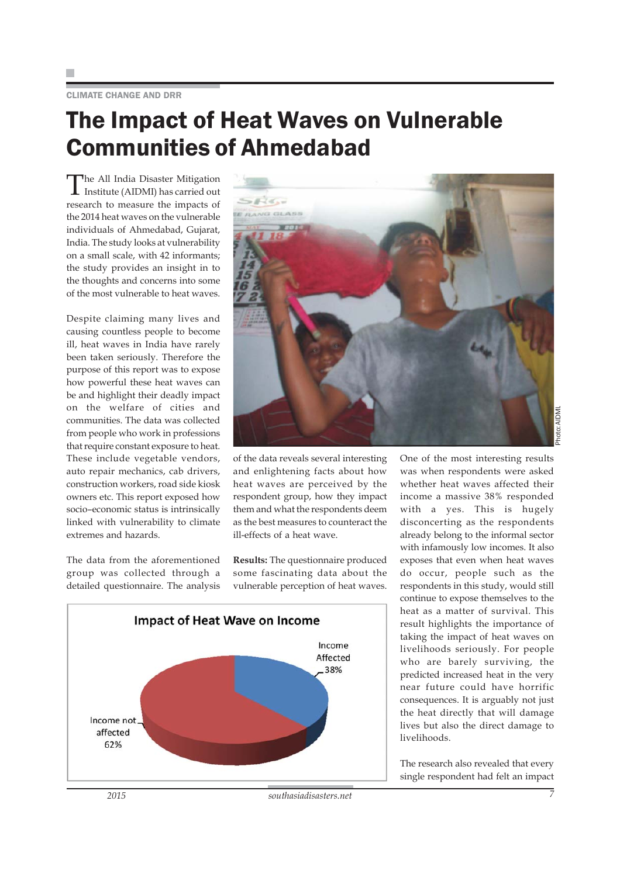CLIMATE CHANGE AND DRR

# The Impact of Heat Waves on Vulnerable Communities of Ahmedabad

The All India Disaster Mitigation Institute (AIDMI) has carried out research to measure the impacts of the 2014 heat waves on the vulnerable individuals of Ahmedabad, Gujarat, India. The study looks at vulnerability on a small scale, with 42 informants; the study provides an insight in to the thoughts and concerns into some of the most vulnerable to heat waves.

Despite claiming many lives and causing countless people to become ill, heat waves in India have rarely been taken seriously. Therefore the purpose of this report was to expose how powerful these heat waves can be and highlight their deadly impact on the welfare of cities and communities. The data was collected from people who work in professions that require constant exposure to heat. These include vegetable vendors, auto repair mechanics, cab drivers, construction workers, road side kiosk owners etc. This report exposed how socio–economic status is intrinsically linked with vulnerability to climate extremes and hazards.

The data from the aforementioned group was collected through a detailed questionnaire. The analysis of the data reveals several interesting and enlightening facts about how heat waves are perceived by the respondent group, how they impact them and what the respondents deem as the best measures to counteract the ill-effects of a heat wave.

Photo: AIDMI.

**Results:** The questionnaire produced some fascinating data about the vulnerable perception of heat waves.

**Impact of Heat Wave on Income**

| Category | Share |
|---|---|
| Income Affected | 38% |
| Income not affected | 62% |

One of the most interesting results was when respondents were asked whether heat waves affected their income a massive 38% responded with a yes. This is hugely disconcerting as the respondents already belong to the informal sector with infamously low incomes. It also exposes that even when heat waves do occur, people such as the respondents in this study, would still continue to expose themselves to the heat as a matter of survival. This result highlights the importance of taking the impact of heat waves on livelihoods seriously. For people who are barely surviving, the predicted increased heat in the very near future could have horrific consequences. It is arguably not just the heat directly that will damage lives but also the direct damage to livelihoods.

The research also revealed that every single respondent had felt an impact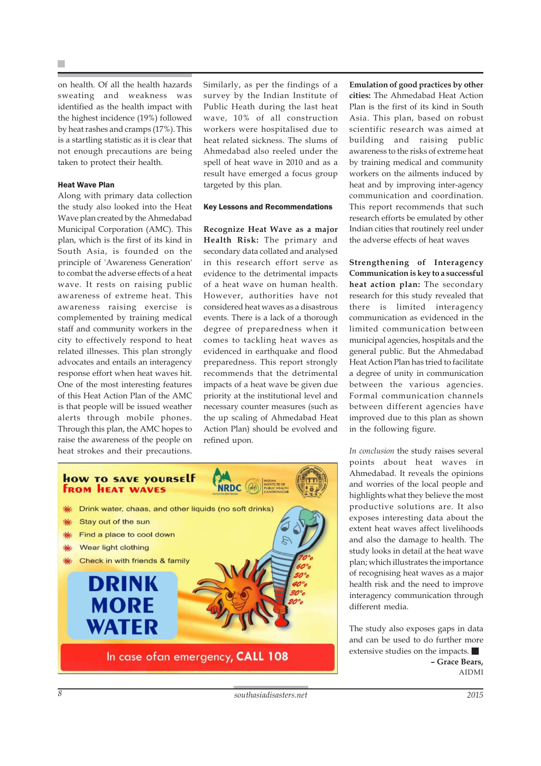on health. Of all the health hazards sweating and weakness was identified as the health impact with the highest incidence (19%) followed by heat rashes and cramps (17%). This is a startling statistic as it is clear that not enough precautions are being taken to protect their health.

### Heat Wave Plan

Along with primary data collection the study also looked into the Heat Wave plan created by the Ahmedabad Municipal Corporation (AMC). This plan, which is the first of its kind in South Asia, is founded on the principle of 'Awareness Generation' to combat the adverse effects of a heat wave. It rests on raising public awareness of extreme heat. This awareness raising exercise is complemented by training medical staff and community workers in the city to effectively respond to heat related illnesses. This plan strongly advocates and entails an interagency response effort when heat waves hit. One of the most interesting features of this Heat Action Plan of the AMC is that people will be issued weather alerts through mobile phones. Through this plan, the AMC hopes to raise the awareness of the people on heat strokes and their precautions.

Similarly, as per the findings of a survey by the Indian Institute of Public Heath during the last heat wave, 10% of all construction workers were hospitalised due to heat related sickness. The slums of Ahmedabad also reeled under the spell of heat wave in 2010 and as a result have emerged a focus group targeted by this plan.

### Key Lessons and Recommendations

**Recognize Heat Wave as a major Health Risk:** The primary and secondary data collated and analysed in this research effort serve as evidence to the detrimental impacts of a heat wave on human health. However, authorities have not considered heat waves as a disastrous events. There is a lack of a thorough degree of preparedness when it comes to tackling heat waves as evidenced in earthquake and flood preparedness. This report strongly recommends that the detrimental impacts of a heat wave be given due priority at the institutional level and necessary counter measures (such as the up scaling of Ahmedabad Heat Action Plan) should be evolved and refined upon.

**How to save yourself from heat waves**

- Drink water, chaas, and other liquids (no soft drinks)
- Stay out of the sun
- Find a place to cool down
- Wear light clothing
- Check in with friends & family

**DRINK MORE WATER**

In case of an emergency, **CALL 108**

**Emulation of good practices by other cities:** The Ahmedabad Heat Action Plan is the first of its kind in South Asia. This plan, based on robust scientific research was aimed at building and raising public awareness to the risks of extreme heat by training medical and community workers on the ailments induced by heat and by improving inter-agency communication and coordination. This report recommends that such research efforts be emulated by other Indian cities that routinely reel under the adverse effects of heat waves

**Strengthening of Interagency Communication is key to a successful heat action plan:** The secondary research for this study revealed that there is limited interagency communication as evidenced in the limited communication between municipal agencies, hospitals and the general public. But the Ahmedabad Heat Action Plan has tried to facilitate a degree of unity in communication between the various agencies. Formal communication channels between different agencies have improved due to this plan as shown in the following figure.

*In conclusion* the study raises several points about heat waves in Ahmedabad. It reveals the opinions and worries of the local people and highlights what they believe the most productive solutions are. It also exposes interesting data about the extent heat waves affect livelihoods and also the damage to health. The study looks in detail at the heat wave plan; which illustrates the importance of recognising heat waves as a major health risk and the need to improve interagency communication through different media.

The study also exposes gaps in data and can be used to do further more extensive studies on the impacts. ■

**– Grace Bears,**
AIDMI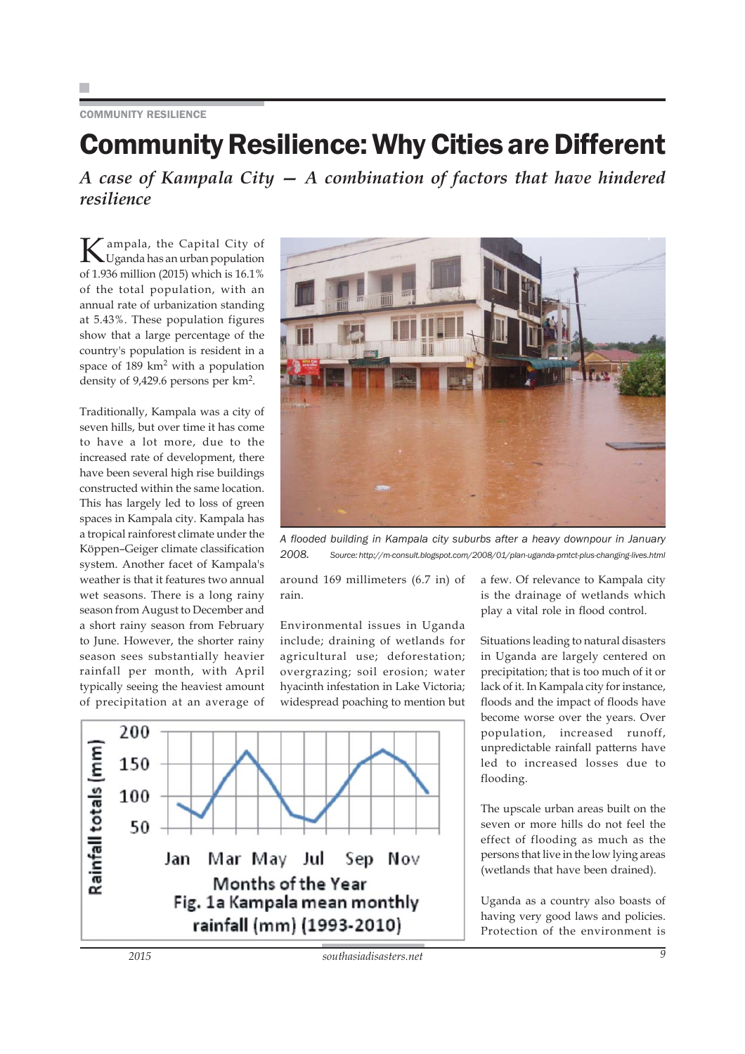COMMUNITY RESILIENCE

# Community Resilience: Why Cities are Different

*A case of Kampala City — A combination of factors that have hindered resilience*

Kampala, the Capital City of Uganda has an urban population of 1.936 million (2015) which is 16.1% of the total population, with an annual rate of urbanization standing at 5.43%. These population figures show that a large percentage of the country's population is resident in a space of 189 $km^2$ with a population density of 9,429.6 persons per $km^2$.

Traditionally, Kampala was a city of seven hills, but over time it has come to have a lot more, due to the increased rate of development, there have been several high rise buildings constructed within the same location. This has largely led to loss of green spaces in Kampala city. Kampala has a tropical rainforest climate under the Köppen–Geiger climate classification system. Another facet of Kampala's weather is that it features two annual wet seasons. There is a long rainy season from August to December and a short rainy season from February to June. However, the shorter rainy season sees substantially heavier rainfall per month, with April typically seeing the heaviest amount of precipitation at an average of around 169 millimeters (6.7 in) of rain.

*A flooded building in Kampala city suburbs after a heavy downpour in January 2008.* Source: http://m-consult.blogspot.com/2008/01/plan-uganda-pmtct-plus-changing-lives.html

Environmental issues in Uganda include; draining of wetlands for agricultural use; deforestation; overgrazing; soil erosion; water hyacinth infestation in Lake Victoria; widespread poaching to mention but a few. Of relevance to Kampala city is the drainage of wetlands which play a vital role in flood control.

Fig. 1a Kampala mean monthly rainfall (mm) (1993-2010)

Situations leading to natural disasters in Uganda are largely centered on precipitation; that is too much of it or lack of it. In Kampala city for instance, floods and the impact of floods have become worse over the years. Over population, increased runoff, unpredictable rainfall patterns have led to increased losses due to flooding.

The upscale urban areas built on the seven or more hills do not feel the effect of flooding as much as the persons that live in the low lying areas (wetlands that have been drained).

Uganda as a country also boasts of having very good laws and policies. Protection of the environment is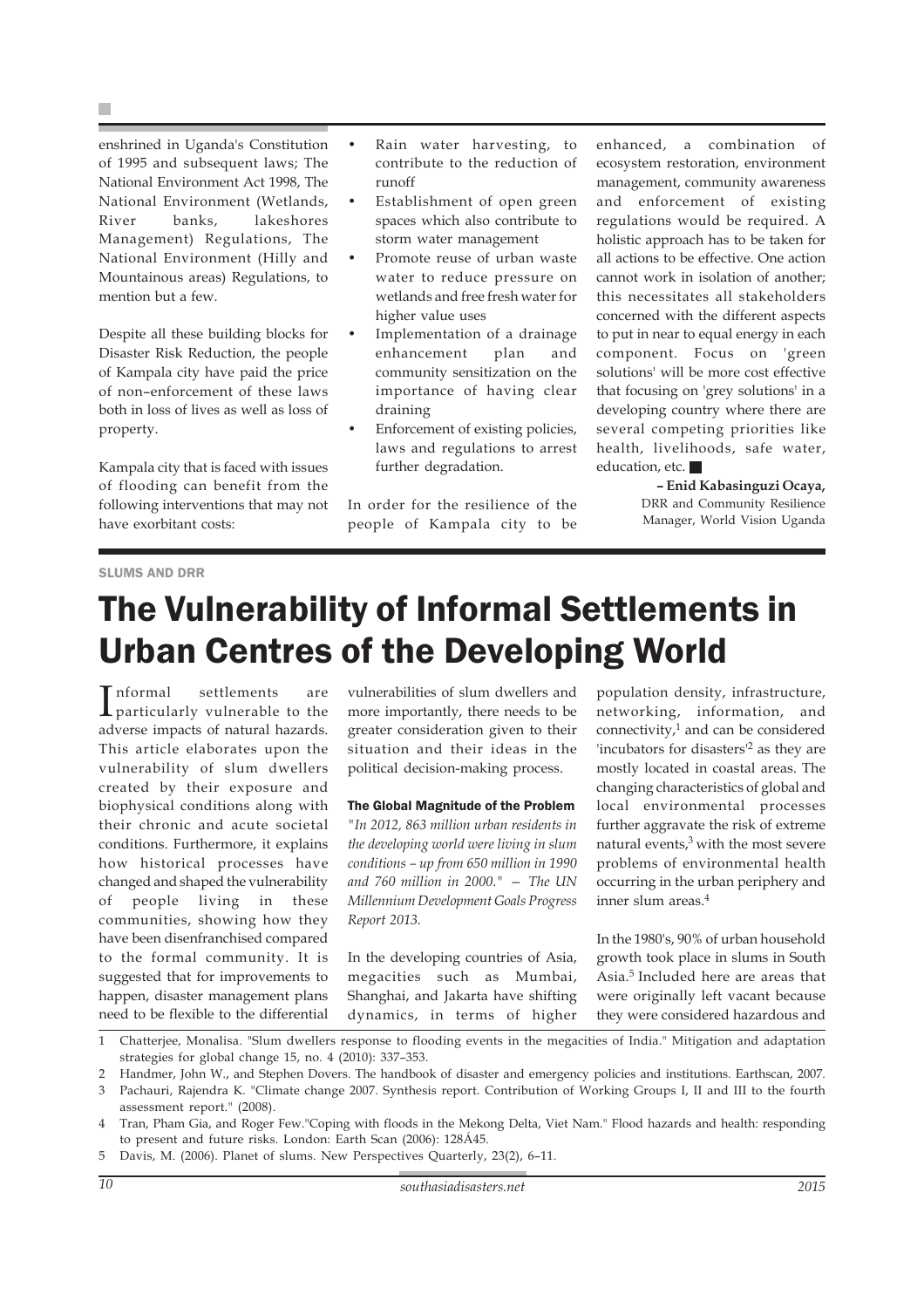enshrined in Uganda's Constitution of 1995 and subsequent laws; The National Environment Act 1998, The National Environment (Wetlands, River banks, lakeshores Management) Regulations, The National Environment (Hilly and Mountainous areas) Regulations, to mention but a few.

Despite all these building blocks for Disaster Risk Reduction, the people of Kampala city have paid the price of non–enforcement of these laws both in loss of lives as well as loss of property.

Kampala city that is faced with issues of flooding can benefit from the following interventions that may not have exorbitant costs:

- Rain water harvesting, to contribute to the reduction of runoff
- Establishment of open green spaces which also contribute to storm water management
- Promote reuse of urban waste water to reduce pressure on wetlands and free fresh water for higher value uses
- Implementation of a drainage enhancement plan and community sensitization on the importance of having clear draining
- Enforcement of existing policies, laws and regulations to arrest further degradation.

In order for the resilience of the people of Kampala city to be enhanced, a combination of ecosystem restoration, environment management, community awareness and enforcement of existing regulations would be required. A holistic approach has to be taken for all actions to be effective. One action cannot work in isolation of another; this necessitates all stakeholders concerned with the different aspects to put in near to equal energy in each component. Focus on 'green solutions' will be more cost effective that focusing on 'grey solutions' in a developing country where there are several competing priorities like health, livelihoods, safe water, education, etc. ■

**– Enid Kabasinguzi Ocaya,**
DRR and Community Resilience Manager, World Vision Uganda

SLUMS AND DRR

# The Vulnerability of Informal Settlements in Urban Centres of the Developing World

Informal settlements are particularly vulnerable to the adverse impacts of natural hazards. This article elaborates upon the vulnerability of slum dwellers created by their exposure and biophysical conditions along with their chronic and acute societal conditions. Furthermore, it explains how historical processes have changed and shaped the vulnerability of people living in these communities, showing how they have been disenfranchised compared to the formal community. It is suggested that for improvements to happen, disaster management plans need to be flexible to the differential vulnerabilities of slum dwellers and more importantly, there needs to be greater consideration given to their situation and their ideas in the political decision-making process.

### The Global Magnitude of the Problem

*"In 2012, 863 million urban residents in the developing world were living in slum conditions – up from 650 million in 1990 and 760 million in 2000." — The UN Millennium Development Goals Progress Report 2013.*

In the developing countries of Asia, megacities such as Mumbai, Shanghai, and Jakarta have shifting dynamics, in terms of higher population density, infrastructure, networking, information, and connectivity,[1] and can be considered 'incubators for disasters'[2] as they are mostly located in coastal areas. The changing characteristics of global and local environmental processes further aggravate the risk of extreme natural events,[3] with the most severe problems of environmental health occurring in the urban periphery and inner slum areas.[4]

In the 1980's, 90% of urban household growth took place in slums in South Asia.[5] Included here are areas that were originally left vacant because they were considered hazardous and

1 Chatterjee, Monalisa. "Slum dwellers response to flooding events in the megacities of India." Mitigation and adaptation strategies for global change 15, no. 4 (2010): 337–353.

2 Handmer, John W., and Stephen Dovers. The handbook of disaster and emergency policies and institutions. Earthscan, 2007.

3 Pachauri, Rajendra K. "Climate change 2007. Synthesis report. Contribution of Working Groups I, II and III to the fourth assessment report." (2008).

4 Tran, Pham Gia, and Roger Few."Coping with floods in the Mekong Delta, Viet Nam." Flood hazards and health: responding to present and future risks. London: Earth Scan (2006): 128Á45.

5 Davis, M. (2006). Planet of slums. New Perspectives Quarterly, 23(2), 6–11.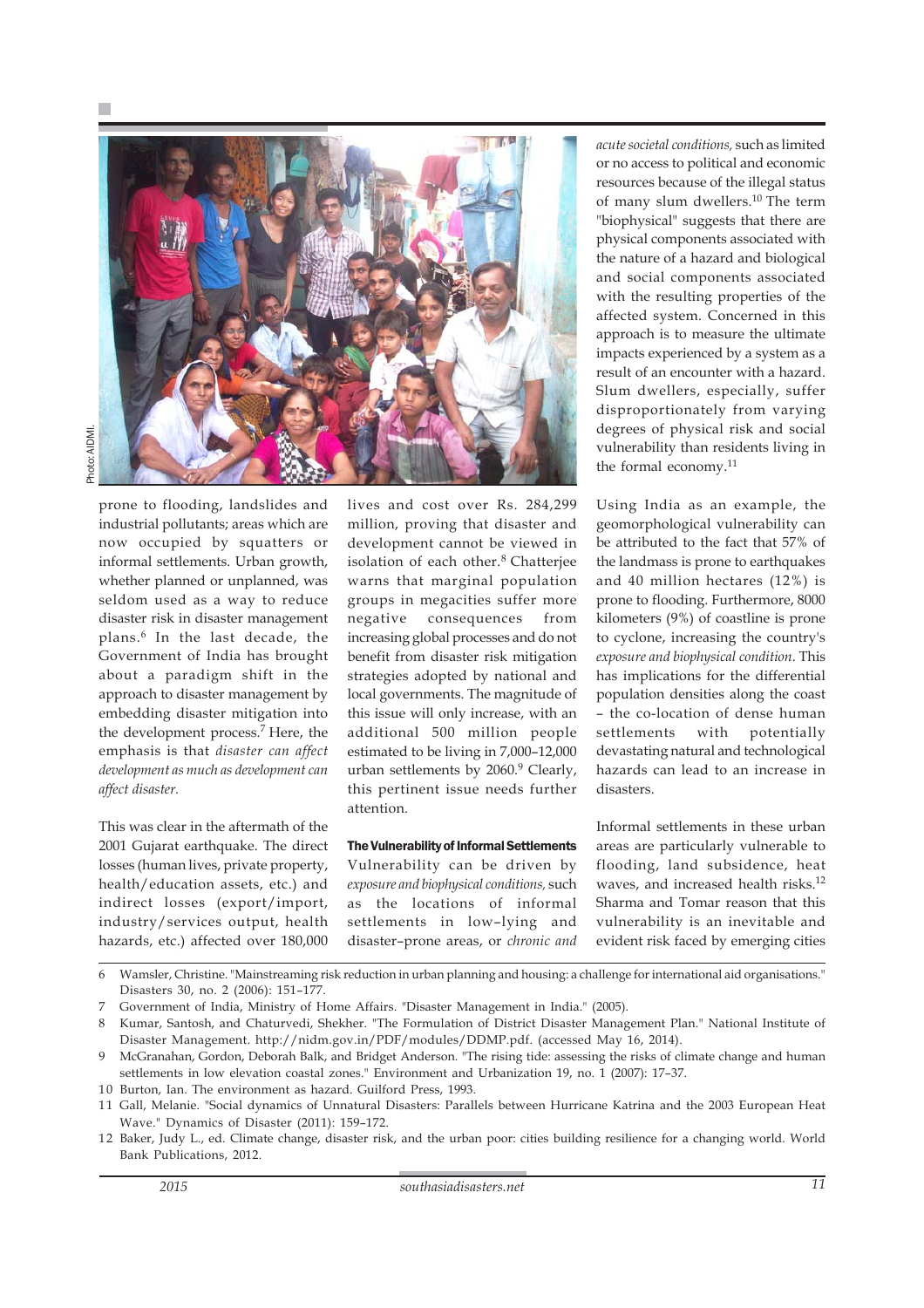Photo: AIDMI.

prone to flooding, landslides and industrial pollutants; areas which are now occupied by squatters or informal settlements. Urban growth, whether planned or unplanned, was seldom used as a way to reduce disaster risk in disaster management plans.[6] In the last decade, the Government of India has brought about a paradigm shift in the approach to disaster management by embedding disaster mitigation into the development process.[7] Here, the emphasis is that *disaster can affect development as much as development can affect disaster.*

This was clear in the aftermath of the 2001 Gujarat earthquake. The direct losses (human lives, private property, health/education assets, etc.) and indirect losses (export/import, industry/services output, health hazards, etc.) affected over 180,000 lives and cost over Rs. 284,299 million, proving that disaster and development cannot be viewed in isolation of each other.[8] Chatterjee warns that marginal population groups in megacities suffer more negative consequences from increasing global processes and do not benefit from disaster risk mitigation strategies adopted by national and local governments. The magnitude of this issue will only increase, with an additional 500 million people estimated to be living in 7,000–12,000 urban settlements by 2060.[9] Clearly, this pertinent issue needs further attention.

**The Vulnerability of Informal Settlements**

Vulnerability can be driven by *exposure and biophysical conditions,* such as the locations of informal settlements in low–lying and disaster–prone areas, or *chronic and acute societal conditions,* such as limited or no access to political and economic resources because of the illegal status of many slum dwellers.[10] The term "biophysical" suggests that there are physical components associated with the nature of a hazard and biological and social components associated with the resulting properties of the affected system. Concerned in this approach is to measure the ultimate impacts experienced by a system as a result of an encounter with a hazard. Slum dwellers, especially, suffer disproportionately from varying degrees of physical risk and social vulnerability than residents living in the formal economy.[11]

Using India as an example, the geomorphological vulnerability can be attributed to the fact that 57% of the landmass is prone to earthquakes and 40 million hectares (12%) is prone to flooding. Furthermore, 8000 kilometers (9%) of coastline is prone to cyclone, increasing the country's *exposure and biophysical condition*. This has implications for the differential population densities along the coast – the co-location of dense human settlements with potentially devastating natural and technological hazards can lead to an increase in disasters.

Informal settlements in these urban areas are particularly vulnerable to flooding, land subsidence, heat waves, and increased health risks.[12] Sharma and Tomar reason that this vulnerability is an inevitable and evident risk faced by emerging cities

---

6 Wamsler, Christine. "Mainstreaming risk reduction in urban planning and housing: a challenge for international aid organisations." Disasters 30, no. 2 (2006): 151–177.

7 Government of India, Ministry of Home Affairs. "Disaster Management in India." (2005).

8 Kumar, Santosh, and Chaturvedi, Shekher. "The Formulation of District Disaster Management Plan." National Institute of Disaster Management. http://nidm.gov.in/PDF/modules/DDMP.pdf. (accessed May 16, 2014).

9 McGranahan, Gordon, Deborah Balk, and Bridget Anderson. "The rising tide: assessing the risks of climate change and human settlements in low elevation coastal zones." Environment and Urbanization 19, no. 1 (2007): 17–37.

10 Burton, Ian. The environment as hazard. Guilford Press, 1993.

11 Gall, Melanie. "Social dynamics of Unnatural Disasters: Parallels between Hurricane Katrina and the 2003 European Heat Wave." Dynamics of Disaster (2011): 159–172.

12 Baker, Judy L., ed. Climate change, disaster risk, and the urban poor: cities building resilience for a changing world. World Bank Publications, 2012.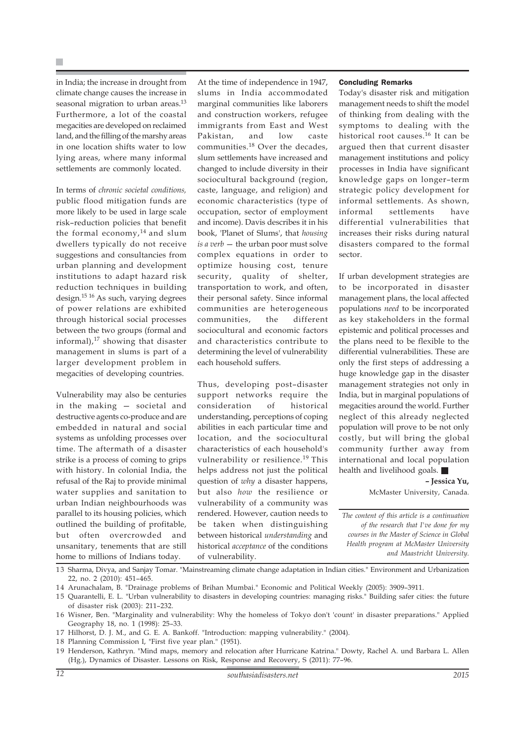in India; the increase in drought from climate change causes the increase in seasonal migration to urban areas.[13] Furthermore, a lot of the coastal megacities are developed on reclaimed land, and the filling of the marshy areas in one location shifts water to low lying areas, where many informal settlements are commonly located.

In terms of *chronic societal conditions,* public flood mitigation funds are more likely to be used in large scale risk–reduction policies that benefit the formal economy,[14] and slum dwellers typically do not receive suggestions and consultancies from urban planning and development institutions to adapt hazard risk reduction techniques in building design.[15 16] As such, varying degrees of power relations are exhibited through historical social processes between the two groups (formal and informal),[17] showing that disaster management in slums is part of a larger development problem in megacities of developing countries.

Vulnerability may also be centuries in the making — societal and destructive agents co-produce and are embedded in natural and social systems as unfolding processes over time. The aftermath of a disaster strike is a process of coming to grips with history. In colonial India, the refusal of the Raj to provide minimal water supplies and sanitation to urban Indian neighbourhoods was parallel to its housing policies, which outlined the building of profitable, but often overcrowded and unsanitary, tenements that are still home to millions of Indians today.

At the time of independence in 1947, slums in India accommodated marginal communities like laborers and construction workers, refugee immigrants from East and West Pakistan, and low caste communities.[18] Over the decades, slum settlements have increased and changed to include diversity in their sociocultural background (region, caste, language, and religion) and economic characteristics (type of occupation, sector of employment and income). Davis describes it in his book, 'Planet of Slums', that *housing is a verb* — the urban poor must solve complex equations in order to optimize housing cost, tenure security, quality of shelter, transportation to work, and often, their personal safety. Since informal communities are heterogeneous communities, the different sociocultural and economic factors and characteristics contribute to determining the level of vulnerability each household suffers.

Thus, developing post–disaster support networks require the consideration of historical understanding, perceptions of coping abilities in each particular time and location, and the sociocultural characteristics of each household's vulnerability or resilience.[19] This helps address not just the political question of *why* a disaster happens, but also *how* the resilience or vulnerability of a community was rendered. However, caution needs to be taken when distinguishing between historical *understanding* and historical *acceptance* of the conditions of vulnerability.

## Concluding Remarks

Today's disaster risk and mitigation management needs to shift the model of thinking from dealing with the symptoms to dealing with the historical root causes.[16] It can be argued then that current disaster management institutions and policy processes in India have significant knowledge gaps on longer–term strategic policy development for informal settlements. As shown, informal settlements have differential vulnerabilities that increases their risks during natural disasters compared to the formal sector.

If urban development strategies are to be incorporated in disaster management plans, the local affected populations *need* to be incorporated as key stakeholders in the formal epistemic and political processes and the plans need to be flexible to the differential vulnerabilities. These are only the first steps of addressing a huge knowledge gap in the disaster management strategies not only in India, but in marginal populations of megacities around the world. Further neglect of this already neglected population will prove to be not only costly, but will bring the global community further away from international and local population health and livelihood goals. ■

**– Jessica Yu,**
McMaster University, Canada.

*The content of this article is a continuation of the research that I've done for my courses in the Master of Science in Global Health program at McMaster University and Maastricht University.*

---

13 Sharma, Divya, and Sanjay Tomar. "Mainstreaming climate change adaptation in Indian cities." Environment and Urbanization 22, no. 2 (2010): 451–465.

14 Arunachalam, B. "Drainage problems of Brihan Mumbai." Economic and Political Weekly (2005): 3909–3911.

15 Quarantelli, E. L. "Urban vulnerability to disasters in developing countries: managing risks." Building safer cities: the future of disaster risk (2003): 211–232.

16 Wisner, Ben. "Marginality and vulnerability: Why the homeless of Tokyo don't 'count' in disaster preparations." Applied Geography 18, no. 1 (1998): 25–33.

17 Hilhorst, D. J. M., and G. E. A. Bankoff. "Introduction: mapping vulnerability." (2004).

18 Planning Commission I, "First five year plan." (1951).

19 Henderson, Kathryn. "Mind maps, memory and relocation after Hurricane Katrina." Dowty, Rachel A. und Barbara L. Allen (Hg.), Dynamics of Disaster. Lessons on Risk, Response and Recovery, S (2011): 77–96.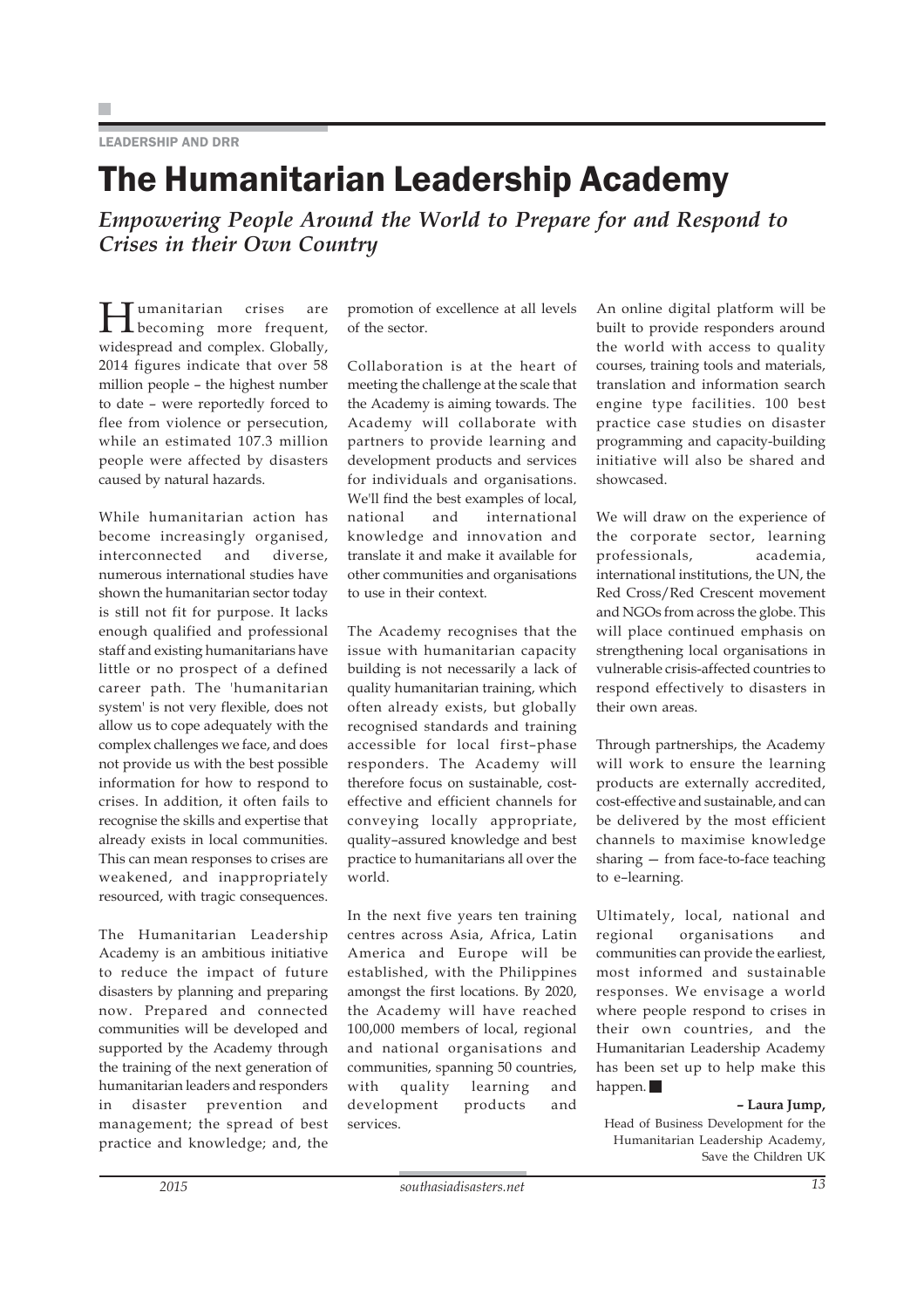LEADERSHIP AND DRR

# The Humanitarian Leadership Academy

## *Empowering People Around the World to Prepare for and Respond to Crises in their Own Country*

Humanitarian crises are becoming more frequent, widespread and complex. Globally, 2014 figures indicate that over 58 million people – the highest number to date – were reportedly forced to flee from violence or persecution, while an estimated 107.3 million people were affected by disasters caused by natural hazards.

While humanitarian action has become increasingly organised, interconnected and diverse, numerous international studies have shown the humanitarian sector today is still not fit for purpose. It lacks enough qualified and professional staff and existing humanitarians have little or no prospect of a defined career path. The 'humanitarian system' is not very flexible, does not allow us to cope adequately with the complex challenges we face, and does not provide us with the best possible information for how to respond to crises. In addition, it often fails to recognise the skills and expertise that already exists in local communities. This can mean responses to crises are weakened, and inappropriately resourced, with tragic consequences.

The Humanitarian Leadership Academy is an ambitious initiative to reduce the impact of future disasters by planning and preparing now. Prepared and connected communities will be developed and supported by the Academy through the training of the next generation of humanitarian leaders and responders in disaster prevention and management; the spread of best practice and knowledge; and, the promotion of excellence at all levels of the sector.

Collaboration is at the heart of meeting the challenge at the scale that the Academy is aiming towards. The Academy will collaborate with partners to provide learning and development products and services for individuals and organisations. We'll find the best examples of local, national and international knowledge and innovation and translate it and make it available for other communities and organisations to use in their context.

The Academy recognises that the issue with humanitarian capacity building is not necessarily a lack of quality humanitarian training, which often already exists, but globally recognised standards and training accessible for local first–phase responders. The Academy will therefore focus on sustainable, cost-effective and efficient channels for conveying locally appropriate, quality–assured knowledge and best practice to humanitarians all over the world.

In the next five years ten training centres across Asia, Africa, Latin America and Europe will be established, with the Philippines amongst the first locations. By 2020, the Academy will have reached 100,000 members of local, regional and national organisations and communities, spanning 50 countries, with quality learning and development products and services.

An online digital platform will be built to provide responders around the world with access to quality courses, training tools and materials, translation and information search engine type facilities. 100 best practice case studies on disaster programming and capacity-building initiative will also be shared and showcased.

We will draw on the experience of the corporate sector, learning professionals, academia, international institutions, the UN, the Red Cross/Red Crescent movement and NGOs from across the globe. This will place continued emphasis on strengthening local organisations in vulnerable crisis-affected countries to respond effectively to disasters in their own areas.

Through partnerships, the Academy will work to ensure the learning products are externally accredited, cost-effective and sustainable, and can be delivered by the most efficient channels to maximise knowledge sharing — from face-to-face teaching to e–learning.

Ultimately, local, national and regional organisations and communities can provide the earliest, most informed and sustainable responses. We envisage a world where people respond to crises in their own countries, and the Humanitarian Leadership Academy has been set up to help make this happen. ■

**– Laura Jump,**
Head of Business Development for the Humanitarian Leadership Academy, Save the Children UK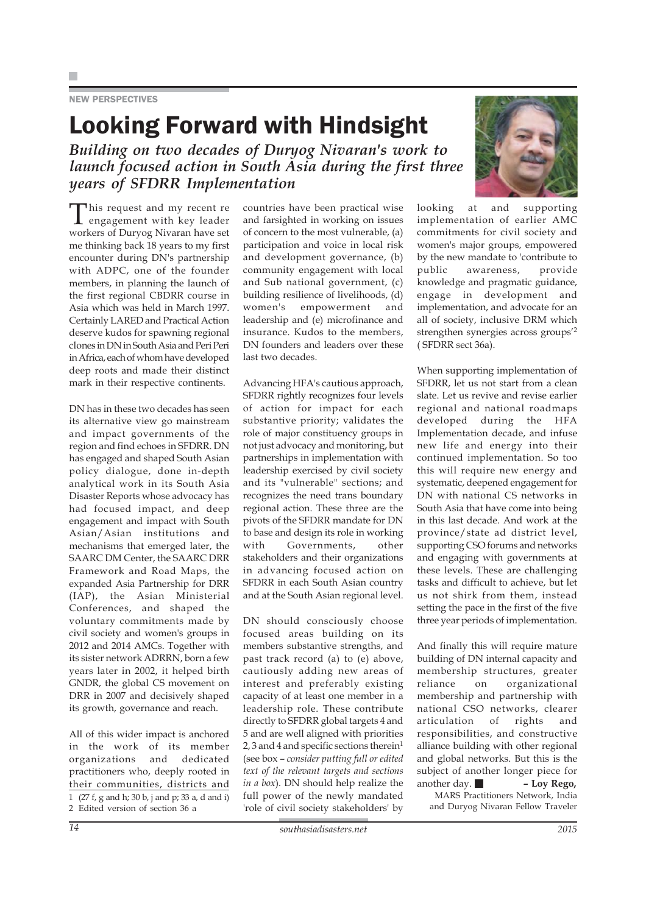NEW PERSPECTIVES

# Looking Forward with Hindsight

***Building on two decades of Duryog Nivaran's work to launch focused action in South Asia during the first three years of SFDRR Implementation***

This request and my recent re engagement with key leader workers of Duryog Nivaran have set me thinking back 18 years to my first encounter during DN's partnership with ADPC, one of the founder members, in planning the launch of the first regional CBDRR course in Asia which was held in March 1997. Certainly LARED and Practical Action deserve kudos for spawning regional clones in DN in South Asia and Peri Peri in Africa, each of whom have developed deep roots and made their distinct mark in their respective continents.

DN has in these two decades has seen its alternative view go mainstream and impact governments of the region and find echoes in SFDRR. DN has engaged and shaped South Asian policy dialogue, done in-depth analytical work in its South Asia Disaster Reports whose advocacy has had focused impact, and deep engagement and impact with South Asian/Asian institutions and mechanisms that emerged later, the SAARC DM Center, the SAARC DRR Framework and Road Maps, the expanded Asia Partnership for DRR (IAP), the Asian Ministerial Conferences, and shaped the voluntary commitments made by civil society and women's groups in 2012 and 2014 AMCs. Together with its sister network ADRRN, born a few years later in 2002, it helped birth GNDR, the global CS movement on DRR in 2007 and decisively shaped its growth, governance and reach.

All of this wider impact is anchored in the work of its member organizations and dedicated practitioners who, deeply rooted in their communities, districts and countries have been practical wise and farsighted in working on issues of concern to the most vulnerable, (a) participation and voice in local risk and development governance, (b) community engagement with local and Sub national government, (c) building resilience of livelihoods, (d) women's empowerment and leadership and (e) microfinance and insurance. Kudos to the members, DN founders and leaders over these last two decades.

Advancing HFA's cautious approach, SFDRR rightly recognizes four levels of action for impact for each substantive priority; validates the role of major constituency groups in not just advocacy and monitoring, but partnerships in implementation with leadership exercised by civil society and its "vulnerable" sections; and recognizes the need trans boundary regional action. These three are the pivots of the SFDRR mandate for DN to base and design its role in working with Governments, other stakeholders and their organizations in advancing focused action on SFDRR in each South Asian country and at the South Asian regional level.

DN should consciously choose focused areas building on its members substantive strengths, and past track record (a) to (e) above, cautiously adding new areas of interest and preferably existing capacity of at least one member in a leadership role. These contribute directly to SFDRR global targets 4 and 5 and are well aligned with priorities 2, 3 and 4 and specific sections therein[1] (see box – *consider putting full or edited text of the relevant targets and sections in a box*). DN should help realize the full power of the newly mandated 'role of civil society stakeholders' by looking at and supporting implementation of earlier AMC commitments for civil society and women's major groups, empowered by the new mandate to 'contribute to public awareness, provide knowledge and pragmatic guidance, engage in development and implementation, and advocate for an all of society, inclusive DRM which strengthen synergies across groups'[2] ( SFDRR sect 36a).

When supporting implementation of SFDRR, let us not start from a clean slate. Let us revive and revise earlier regional and national roadmaps developed during the HFA Implementation decade, and infuse new life and energy into their continued implementation. So too this will require new energy and systematic, deepened engagement for DN with national CS networks in South Asia that have come into being in this last decade. And work at the province/state ad district level, supporting CSO forums and networks and engaging with governments at these levels. These are challenging tasks and difficult to achieve, but let us not shirk from them, instead setting the pace in the first of the five three year periods of implementation.

And finally this will require mature building of DN internal capacity and membership structures, greater reliance on organizational membership and partnership with national CSO networks, clearer articulation of rights and responsibilities, and constructive alliance building with other regional and global networks. But this is the subject of another longer piece for another day. ■

**– Loy Rego,**
MARS Practitioners Network, India
and Duryog Nivaran Fellow Traveler

1 (27 f, g and h; 30 b, j and p; 33 a, d and i)
2 Edited version of section 36 a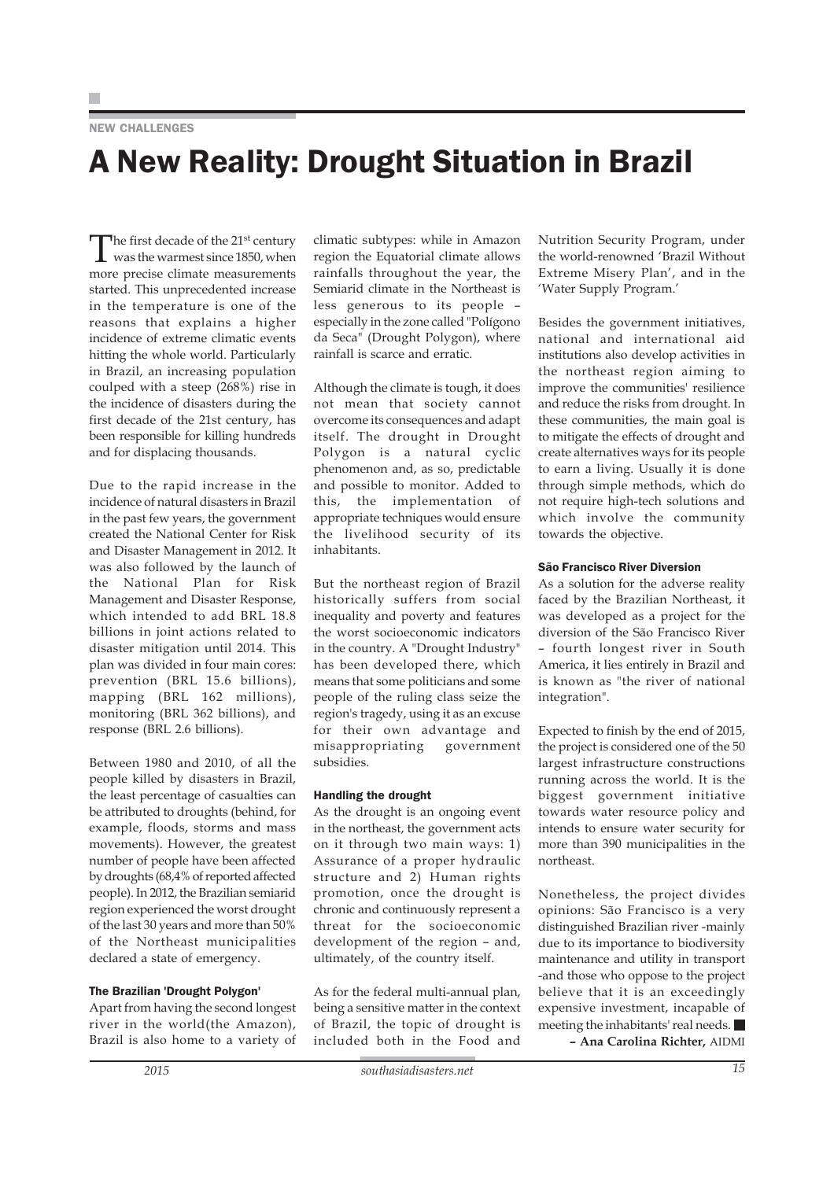NEW CHALLENGES

# A New Reality: Drought Situation in Brazil

The first decade of the 21st century was the warmest since 1850, when more precise climate measurements started. This unprecedented increase in the temperature is one of the reasons that explains a higher incidence of extreme climatic events hitting the whole world. Particularly in Brazil, an increasing population coulped with a steep (268%) rise in the incidence of disasters during the first decade of the 21st century, has been responsible for killing hundreds and for displacing thousands.

Due to the rapid increase in the incidence of natural disasters in Brazil in the past few years, the government created the National Center for Risk and Disaster Management in 2012. It was also followed by the launch of the National Plan for Risk Management and Disaster Response, which intended to add BRL 18.8 billions in joint actions related to disaster mitigation until 2014. This plan was divided in four main cores: prevention (BRL 15.6 billions), mapping (BRL 162 millions), monitoring (BRL 362 billions), and response (BRL 2.6 billions).

Between 1980 and 2010, of all the people killed by disasters in Brazil, the least percentage of casualties can be attributed to droughts (behind, for example, floods, storms and mass movements). However, the greatest number of people have been affected by droughts (68,4% of reported affected people). In 2012, the Brazilian semiarid region experienced the worst drought of the last 30 years and more than 50% of the Northeast municipalities declared a state of emergency.

### The Brazilian 'Drought Polygon'

Apart from having the second longest river in the world(the Amazon), Brazil is also home to a variety of climatic subtypes: while in Amazon region the Equatorial climate allows rainfalls throughout the year, the Semiarid climate in the Northeast is less generous to its people – especially in the zone called "Polígono da Seca" (Drought Polygon), where rainfall is scarce and erratic.

Although the climate is tough, it does not mean that society cannot overcome its consequences and adapt itself. The drought in Drought Polygon is a natural cyclic phenomenon and, as so, predictable and possible to monitor. Added to this, the implementation of appropriate techniques would ensure the livelihood security of its inhabitants.

But the northeast region of Brazil historically suffers from social inequality and poverty and features the worst socioeconomic indicators in the country. A "Drought Industry" has been developed there, which means that some politicians and some people of the ruling class seize the region's tragedy, using it as an excuse for their own advantage and misappropriating government subsidies.

### Handling the drought

As the drought is an ongoing event in the northeast, the government acts on it through two main ways: 1) Assurance of a proper hydraulic structure and 2) Human rights promotion, once the drought is chronic and continuously represent a threat for the socioeconomic development of the region – and, ultimately, of the country itself.

As for the federal multi-annual plan, being a sensitive matter in the context of Brazil, the topic of drought is included both in the Food and Nutrition Security Program, under the world-renowned 'Brazil Without Extreme Misery Plan', and in the 'Water Supply Program.'

Besides the government initiatives, national and international aid institutions also develop activities in the northeast region aiming to improve the communities' resilience and reduce the risks from drought. In these communities, the main goal is to mitigate the effects of drought and create alternatives ways for its people to earn a living. Usually it is done through simple methods, which do not require high-tech solutions and which involve the community towards the objective.

### São Francisco River Diversion

As a solution for the adverse reality faced by the Brazilian Northeast, it was developed as a project for the diversion of the São Francisco River – fourth longest river in South America, it lies entirely in Brazil and is known as "the river of national integration".

Expected to finish by the end of 2015, the project is considered one of the 50 largest infrastructure constructions running across the world. It is the biggest government initiative towards water resource policy and intends to ensure water security for more than 390 municipalities in the northeast.

Nonetheless, the project divides opinions: São Francisco is a very distinguished Brazilian river -mainly due to its importance to biodiversity maintenance and utility in transport -and those who oppose to the project believe that it is an exceedingly expensive investment, incapable of meeting the inhabitants' real needs. ■

**– Ana Carolina Richter,** AIDMI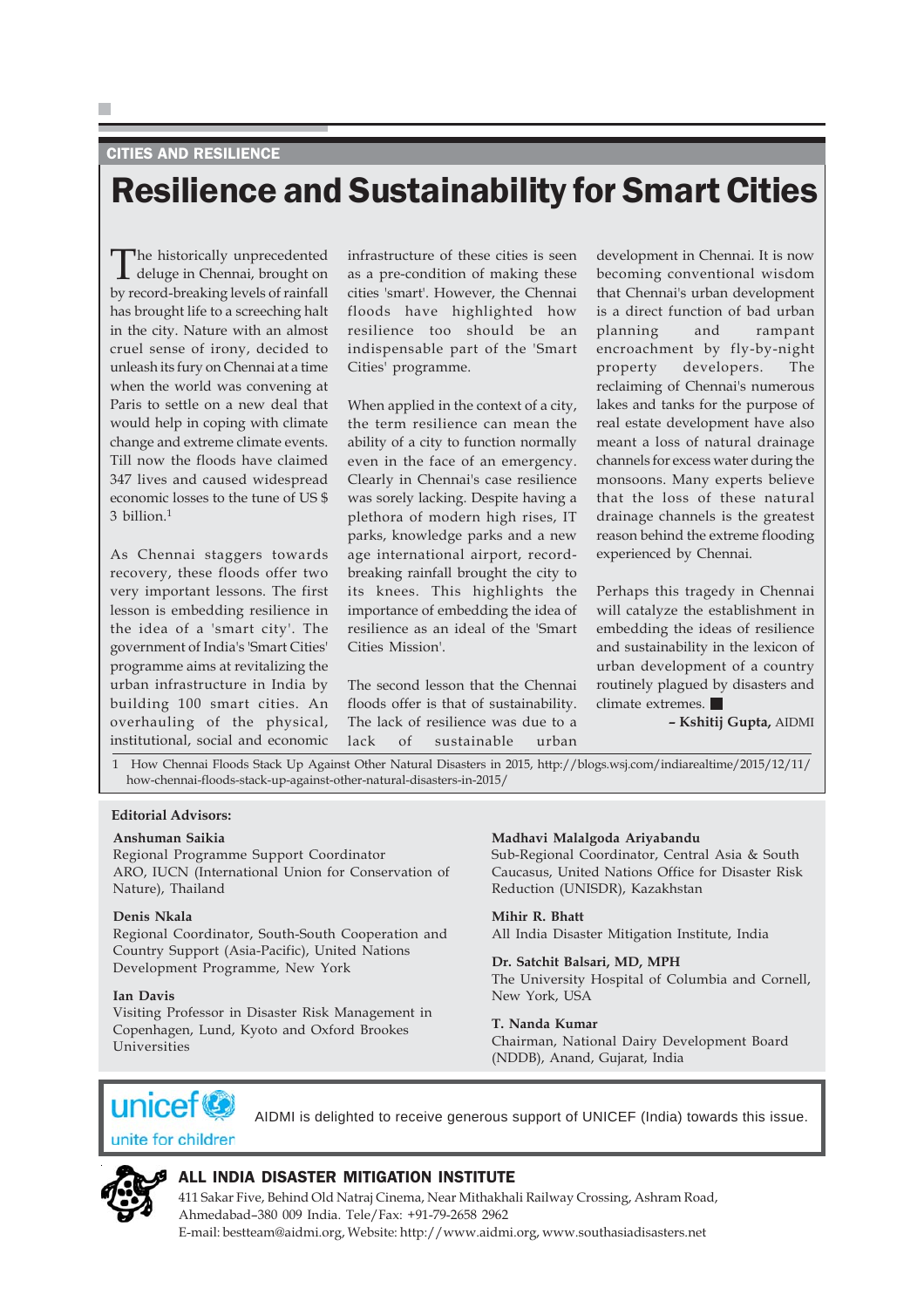CITIES AND RESILIENCE

# Resilience and Sustainability for Smart Cities

The historically unprecedented deluge in Chennai, brought on by record-breaking levels of rainfall has brought life to a screeching halt in the city. Nature with an almost cruel sense of irony, decided to unleash its fury on Chennai at a time when the world was convening at Paris to settle on a new deal that would help in coping with climate change and extreme climate events. Till now the floods have claimed 347 lives and caused widespread economic losses to the tune of US $ 3 billion.[1]

As Chennai staggers towards recovery, these floods offer two very important lessons. The first lesson is embedding resilience in the idea of a 'smart city'. The government of India's 'Smart Cities' programme aims at revitalizing the urban infrastructure in India by building 100 smart cities. An overhauling of the physical, institutional, social and economic infrastructure of these cities is seen as a pre-condition of making these cities 'smart'. However, the Chennai floods have highlighted how resilience too should be an indispensable part of the 'Smart Cities' programme.

When applied in the context of a city, the term resilience can mean the ability of a city to function normally even in the face of an emergency. Clearly in Chennai's case resilience was sorely lacking. Despite having a plethora of modern high rises, IT parks, knowledge parks and a new age international airport, record-breaking rainfall brought the city to its knees. This highlights the importance of embedding the idea of resilience as an ideal of the 'Smart Cities Mission'.

The second lesson that the Chennai floods offer is that of sustainability. The lack of resilience was due to a lack of sustainable urban development in Chennai. It is now becoming conventional wisdom that Chennai's urban development is a direct function of bad urban planning and rampant encroachment by fly-by-night property developers. The reclaiming of Chennai's numerous lakes and tanks for the purpose of real estate development have also meant a loss of natural drainage channels for excess water during the monsoons. Many experts believe that the loss of these natural drainage channels is the greatest reason behind the extreme flooding experienced by Chennai.

Perhaps this tragedy in Chennai will catalyze the establishment in embedding the ideas of resilience and sustainability in the lexicon of urban development of a country routinely plagued by disasters and climate extremes. ■

**– Kshitij Gupta,** AIDMI

1 How Chennai Floods Stack Up Against Other Natural Disasters in 2015, http://blogs.wsj.com/indiarealtime/2015/12/11/how-chennai-floods-stack-up-against-other-natural-disasters-in-2015/

**Editorial Advisors:**

**Anshuman Saikia**
Regional Programme Support Coordinator
ARO, IUCN (International Union for Conservation of Nature), Thailand

**Denis Nkala**
Regional Coordinator, South-South Cooperation and Country Support (Asia-Pacific), United Nations Development Programme, New York

**Ian Davis**
Visiting Professor in Disaster Risk Management in Copenhagen, Lund, Kyoto and Oxford Brookes Universities

**Madhavi Malalgoda Ariyabandu**
Sub-Regional Coordinator, Central Asia & South Caucasus, United Nations Office for Disaster Risk Reduction (UNISDR), Kazakhstan

**Mihir R. Bhatt**
All India Disaster Mitigation Institute, India

**Dr. Satchit Balsari, MD, MPH**
The University Hospital of Columbia and Cornell, New York, USA

**T. Nanda Kumar**
Chairman, National Dairy Development Board (NDDB), Anand, Gujarat, India

unicef
unite for children

AIDMI is delighted to receive generous support of UNICEF (India) towards this issue.

**ALL INDIA DISASTER MITIGATION INSTITUTE**
411 Sakar Five, Behind Old Natraj Cinema, Near Mithakhali Railway Crossing, Ashram Road, Ahmedabad–380 009 India. Tele/Fax: +91-79-2658 2962
E-mail: bestteam@aidmi.org, Website: http://www.aidmi.org, www.southasiadisasters.net